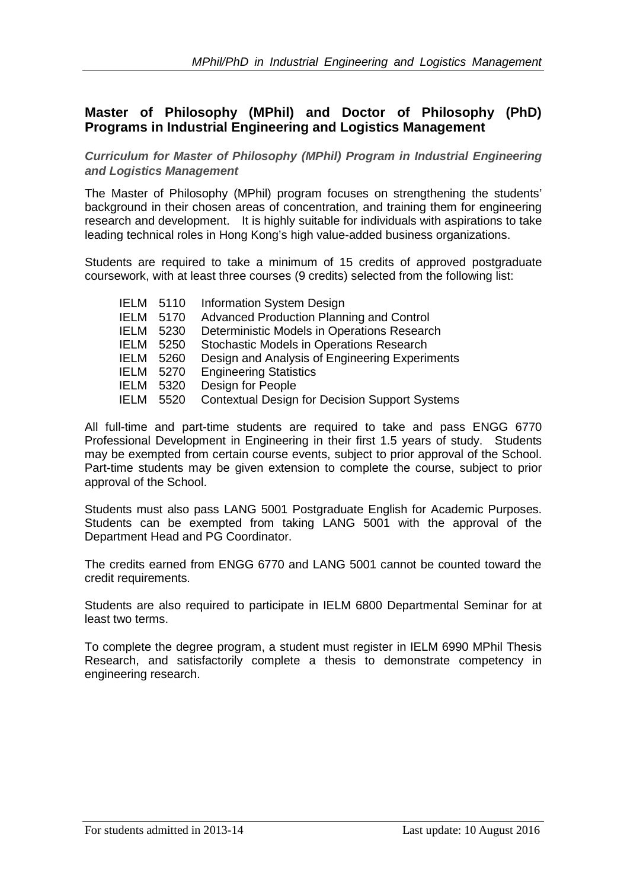## Master of Philosophy (MPhil) and Doctor of Philosophy (PhD) Programs in Industrial Engineering and Logistics Management

### *Curriculum for Master of Philosophy (MPhil) Program in Industrial Engineering and Logistics Management*

The Master of Philosophy (MPhil) program focuses on strengthening the students' background in their chosen areas of concentration, and training them for engineering research and development. It is highly suitable for individuals with aspirations to take leading technical roles in Hong Kong's high value-added business organizations.

Students are required to take a minimum of 15 credits of approved postgraduate coursework, with at least three courses (9 credits) selected from the following list:

- IELM 5110 Information System Design
- IELM 5170 Advanced Production Planning and Control
- IELM 5230 Deterministic Models in Operations Research
- IELM 5250 Stochastic Models in Operations Research
- IELM 5260 Design and Analysis of Engineering Experiments
- IELM 5270 Engineering Statistics
- IELM 5320 Design for People
- IELM 5520 Contextual Design for Decision Support Systems

All full-time and part-time students are required to take and pass ENGG 6770 Professional Development in Engineering in their first 1.5 years of study. Students may be exempted from certain course events, subject to prior approval of the School. Part-time students may be given extension to complete the course, subject to prior approval of the School.

Students must also pass LANG 5001 Postgraduate English for Academic Purposes. Students can be exempted from taking LANG 5001 with the approval of the Department Head and PG Coordinator.

The credits earned from ENGG 6770 and LANG 5001 cannot be counted toward the credit requirements.

Students are also required to participate in IELM 6800 Departmental Seminar for at least two terms.

To complete the degree program, a student must register in IELM 6990 MPhil Thesis Research, and satisfactorily complete a thesis to demonstrate competency in engineering research.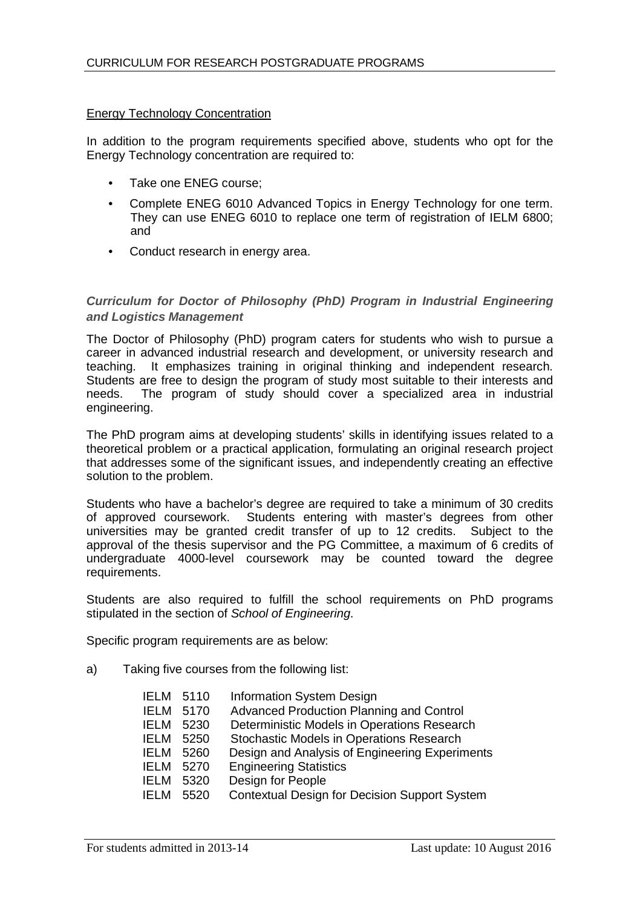Energy Technology Concentration

In addition to the program requirements specified above, students who opt for the Energy Technology concentration are required to:

- Take one ENEG course;
- Complete ENEG 6010 Advanced Topics in Energy Technology for one term. They can use ENEG 6010 to replace one term of registration of IELM 6800; and
- Conduct research in energy area.

### *Curriculum for Doctor of Philosophy (PhD) Program in Industrial Engineering and Logistics Management*

The Doctor of Philosophy (PhD) program caters for students who wish to pursue a career in advanced industrial research and development, or university research and teaching. It emphasizes training in original thinking and independent research. Students are free to design the program of study most suitable to their interests and needs. The program of study should cover a specialized area in industrial engineering.

The PhD program aims at developing students' skills in identifying issues related to a theoretical problem or a practical application, formulating an original research project that addresses some of the significant issues, and independently creating an effective solution to the problem.

Students who have a bachelor's degree are required to take a minimum of 30 credits of approved coursework. Students entering with master's degrees from other universities may be granted credit transfer of up to 12 credits. Subject to the approval of the thesis supervisor and the PG Committee, a maximum of 6 credits of undergraduate 4000-level coursework may be counted toward the degree requirements.

Students are also required to fulfill the school requirements on PhD programs stipulated in the section of *School of Engineering*.

Specific program requirements are as below:

a) Taking five courses from the following list:

| | |
|---|---|
| IELM 5110 | Information System Design |
| IELM 5170 | Advanced Production Planning and Control |
| IELM 5230 | Deterministic Models in Operations Research |
| IELM 5250 | Stochastic Models in Operations Research |
| IELM 5260 | Design and Analysis of Engineering Experiments |
| IELM 5270 | Engineering Statistics |
| IELM 5320 | Design for People |
| IELM 5520 | Contextual Design for Decision Support System |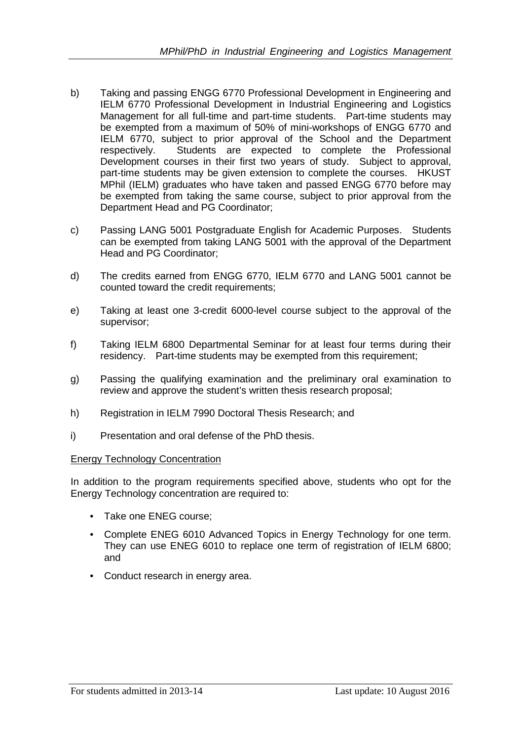b) Taking and passing ENGG 6770 Professional Development in Engineering and IELM 6770 Professional Development in Industrial Engineering and Logistics Management for all full-time and part-time students. Part-time students may be exempted from a maximum of 50% of mini-workshops of ENGG 6770 and IELM 6770, subject to prior approval of the School and the Department respectively. Students are expected to complete the Professional Development courses in their first two years of study. Subject to approval, part-time students may be given extension to complete the courses. HKUST MPhil (IELM) graduates who have taken and passed ENGG 6770 before may be exempted from taking the same course, subject to prior approval from the Department Head and PG Coordinator;

c) Passing LANG 5001 Postgraduate English for Academic Purposes. Students can be exempted from taking LANG 5001 with the approval of the Department Head and PG Coordinator;

d) The credits earned from ENGG 6770, IELM 6770 and LANG 5001 cannot be counted toward the credit requirements;

e) Taking at least one 3-credit 6000-level course subject to the approval of the supervisor;

f) Taking IELM 6800 Departmental Seminar for at least four terms during their residency. Part-time students may be exempted from this requirement;

g) Passing the qualifying examination and the preliminary oral examination to review and approve the student's written thesis research proposal;

h) Registration in IELM 7990 Doctoral Thesis Research; and

i) Presentation and oral defense of the PhD thesis.

<u>Energy Technology Concentration</u>

In addition to the program requirements specified above, students who opt for the Energy Technology concentration are required to:

- Take one ENEG course;
- Complete ENEG 6010 Advanced Topics in Energy Technology for one term. They can use ENEG 6010 to replace one term of registration of IELM 6800; and
- Conduct research in energy area.